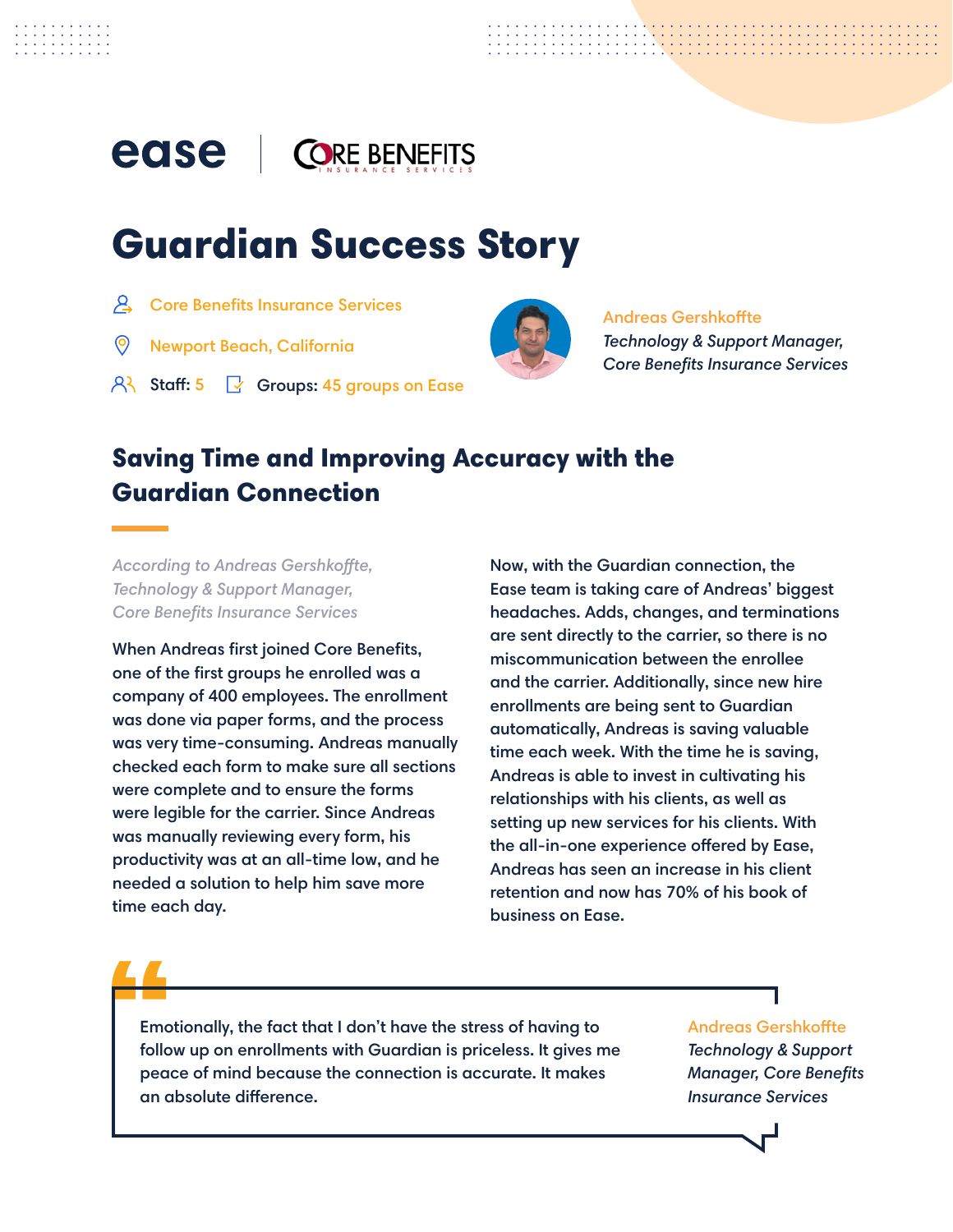ease | CORE BENEFITS INSURANCE SERVICES

# Guardian Success Story

Core Benefits Insurance Services

Newport Beach, California

Staff: 5 Groups: 45 groups on Ease

Andreas Gershkoffte
*Technology & Support Manager, Core Benefits Insurance Services*

## Saving Time and Improving Accuracy with the Guardian Connection

*According to Andreas Gershkoffte, Technology & Support Manager, Core Benefits Insurance Services*

When Andreas first joined Core Benefits, one of the first groups he enrolled was a company of 400 employees. The enrollment was done via paper forms, and the process was very time-consuming. Andreas manually checked each form to make sure all sections were complete and to ensure the forms were legible for the carrier. Since Andreas was manually reviewing every form, his productivity was at an all-time low, and he needed a solution to help him save more time each day.

Now, with the Guardian connection, the Ease team is taking care of Andreas' biggest headaches. Adds, changes, and terminations are sent directly to the carrier, so there is no miscommunication between the enrollee and the carrier. Additionally, since new hire enrollments are being sent to Guardian automatically, Andreas is saving valuable time each week. With the time he is saving, Andreas is able to invest in cultivating his relationships with his clients, as well as setting up new services for his clients. With the all-in-one experience offered by Ease, Andreas has seen an increase in his client retention and now has 70% of his book of business on Ease.

> Emotionally, the fact that I don't have the stress of having to follow up on enrollments with Guardian is priceless. It gives me peace of mind because the connection is accurate. It makes an absolute difference.
>
> Andreas Gershkoffte
> *Technology & Support Manager, Core Benefits Insurance Services*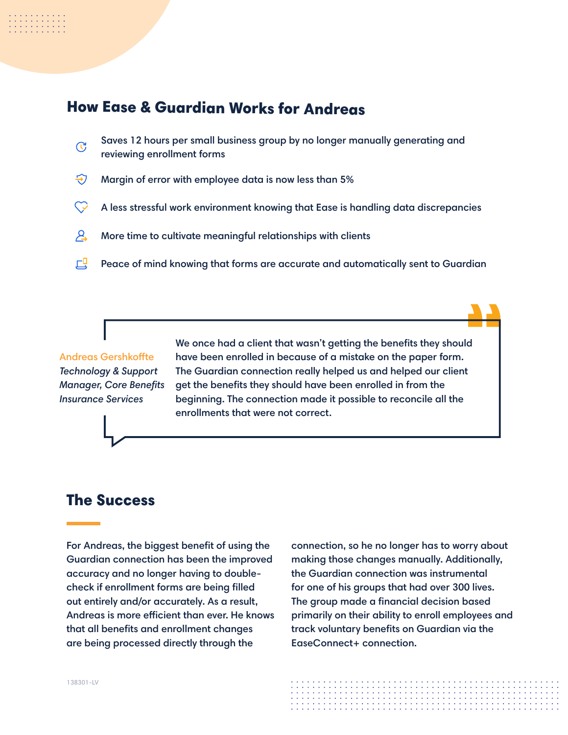## How Ease & Guardian Works for Andreas

- Saves 12 hours per small business group by no longer manually generating and reviewing enrollment forms
- Margin of error with employee data is now less than 5%
- A less stressful work environment knowing that Ease is handling data discrepancies
- More time to cultivate meaningful relationships with clients
- Peace of mind knowing that forms are accurate and automatically sent to Guardian

> We once had a client that wasn't getting the benefits they should have been enrolled in because of a mistake on the paper form. The Guardian connection really helped us and helped our client get the benefits they should have been enrolled in from the beginning. The connection made it possible to reconcile all the enrollments that were not correct.

Andreas Gershkoffte
*Technology & Support Manager, Core Benefits Insurance Services*

## The Success

For Andreas, the biggest benefit of using the Guardian connection has been the improved accuracy and no longer having to double-check if enrollment forms are being filled out entirely and/or accurately. As a result, Andreas is more efficient than ever. He knows that all benefits and enrollment changes are being processed directly through the connection, so he no longer has to worry about making those changes manually. Additionally, the Guardian connection was instrumental for one of his groups that had over 300 lives. The group made a financial decision based primarily on their ability to enroll employees and track voluntary benefits on Guardian via the EaseConnect+ connection.

138301-LV